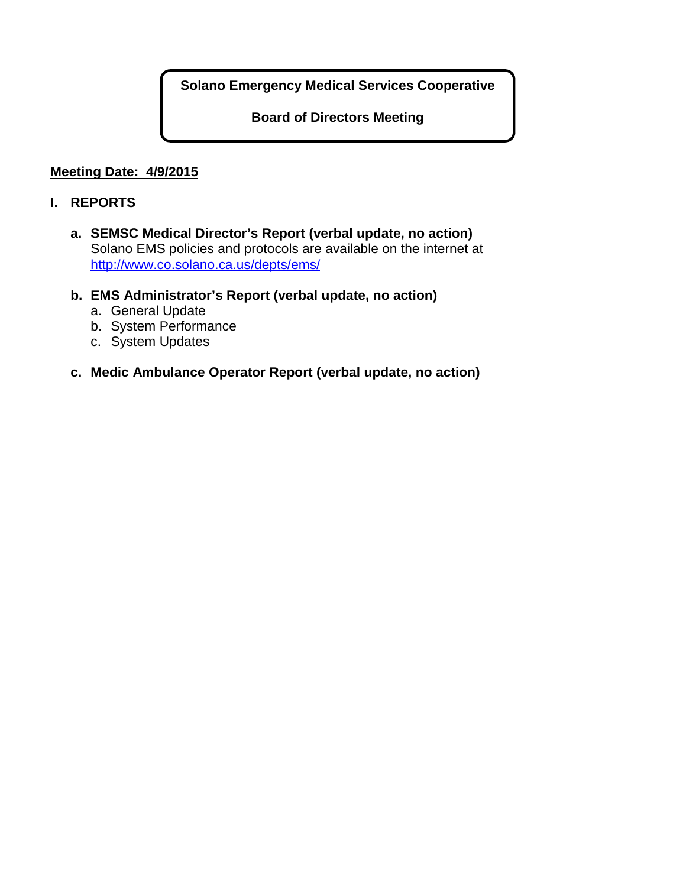# Solano Emergency Medical Services Cooperative

## Board of Directors Meeting

**Meeting Date: 4/9/2015**

## I. REPORTS

**a. SEMSC Medical Director's Report (verbal update, no action)**
Solano EMS policies and protocols are available on the internet at http://www.co.solano.ca.us/depts/ems/

**b. EMS Administrator's Report (verbal update, no action)**

a. General Update
b. System Performance
c. System Updates

**c. Medic Ambulance Operator Report (verbal update, no action)**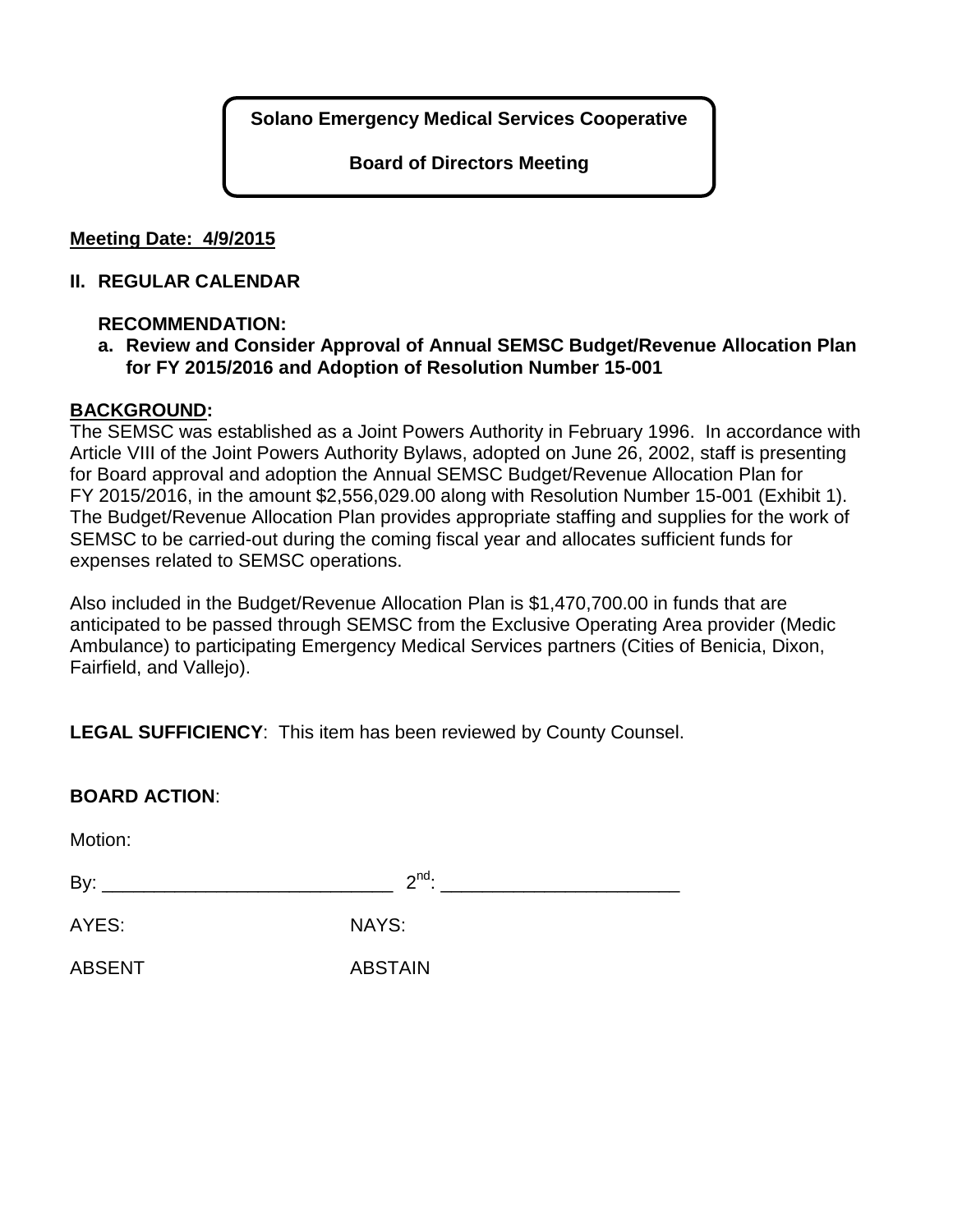**Solano Emergency Medical Services Cooperative**

**Board of Directors Meeting**

**Meeting Date: 4/9/2015**

## II. REGULAR CALENDAR

**RECOMMENDATION:**

**a. Review and Consider Approval of Annual SEMSC Budget/Revenue Allocation Plan for FY 2015/2016 and Adoption of Resolution Number 15-001**

**BACKGROUND:**

The SEMSC was established as a Joint Powers Authority in February 1996. In accordance with Article VIII of the Joint Powers Authority Bylaws, adopted on June 26, 2002, staff is presenting for Board approval and adoption the Annual SEMSC Budget/Revenue Allocation Plan for FY 2015/2016, in the amount $2,556,029.00 along with Resolution Number 15-001 (Exhibit 1). The Budget/Revenue Allocation Plan provides appropriate staffing and supplies for the work of SEMSC to be carried-out during the coming fiscal year and allocates sufficient funds for expenses related to SEMSC operations.

Also included in the Budget/Revenue Allocation Plan is $1,470,700.00 in funds that are anticipated to be passed through SEMSC from the Exclusive Operating Area provider (Medic Ambulance) to participating Emergency Medical Services partners (Cities of Benicia, Dixon, Fairfield, and Vallejo).

**LEGAL SUFFICIENCY**: This item has been reviewed by County Counsel.

**BOARD ACTION**:

Motion:

By: ____________________________ 2nd: _______________________

AYES: NAYS:

ABSENT ABSTAIN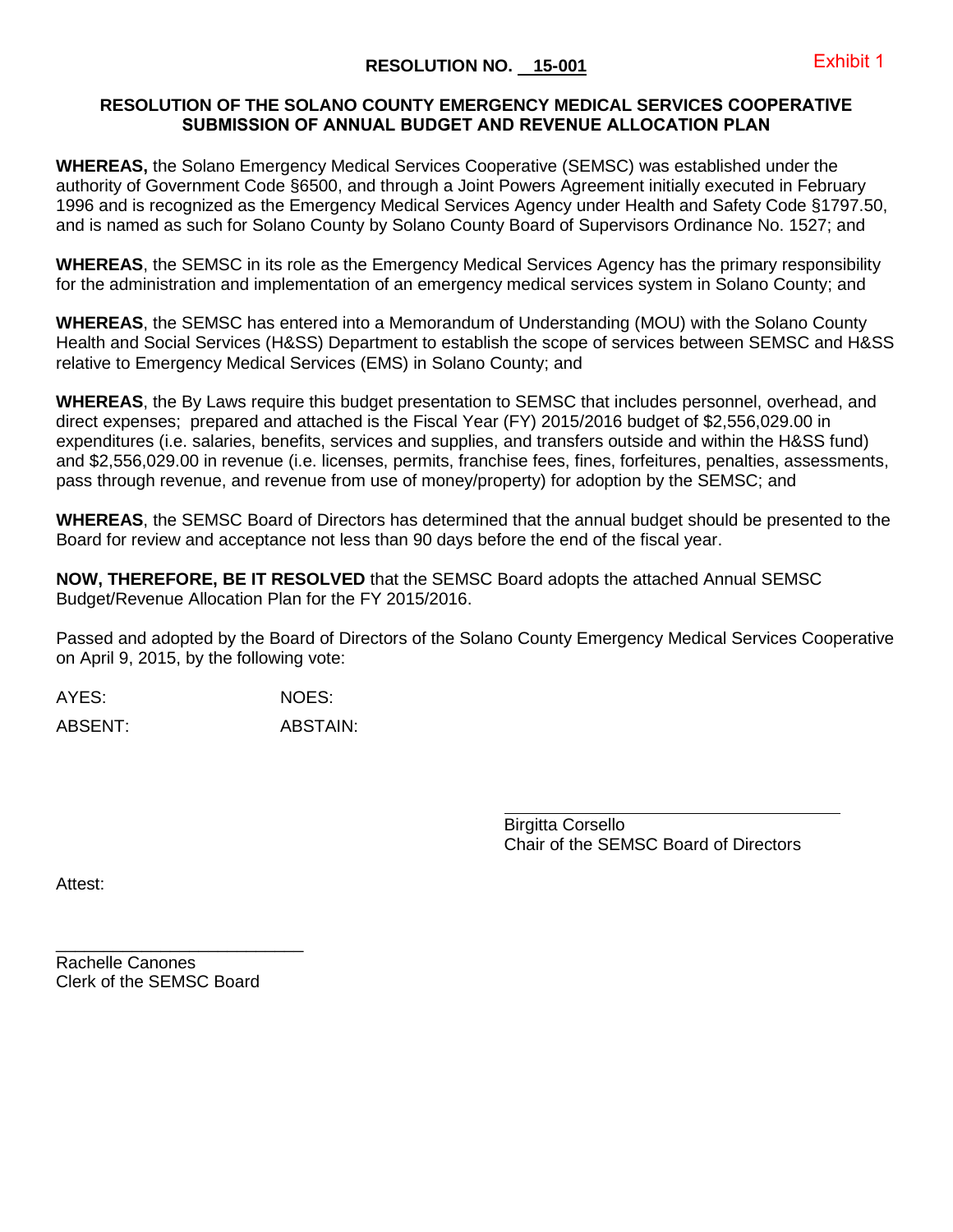Exhibit 1

# RESOLUTION NO. 15-001

## RESOLUTION OF THE SOLANO COUNTY EMERGENCY MEDICAL SERVICES COOPERATIVE SUBMISSION OF ANNUAL BUDGET AND REVENUE ALLOCATION PLAN

**WHEREAS,** the Solano Emergency Medical Services Cooperative (SEMSC) was established under the authority of Government Code §6500, and through a Joint Powers Agreement initially executed in February 1996 and is recognized as the Emergency Medical Services Agency under Health and Safety Code §1797.50, and is named as such for Solano County by Solano County Board of Supervisors Ordinance No. 1527; and

**WHEREAS**, the SEMSC in its role as the Emergency Medical Services Agency has the primary responsibility for the administration and implementation of an emergency medical services system in Solano County; and

**WHEREAS**, the SEMSC has entered into a Memorandum of Understanding (MOU) with the Solano County Health and Social Services (H&SS) Department to establish the scope of services between SEMSC and H&SS relative to Emergency Medical Services (EMS) in Solano County; and

**WHEREAS**, the By Laws require this budget presentation to SEMSC that includes personnel, overhead, and direct expenses; prepared and attached is the Fiscal Year (FY) 2015/2016 budget of $2,556,029.00 in expenditures (i.e. salaries, benefits, services and supplies, and transfers outside and within the H&SS fund) and $2,556,029.00 in revenue (i.e. licenses, permits, franchise fees, fines, forfeitures, penalties, assessments, pass through revenue, and revenue from use of money/property) for adoption by the SEMSC; and

**WHEREAS**, the SEMSC Board of Directors has determined that the annual budget should be presented to the Board for review and acceptance not less than 90 days before the end of the fiscal year.

**NOW, THEREFORE, BE IT RESOLVED** that the SEMSC Board adopts the attached Annual SEMSC Budget/Revenue Allocation Plan for the FY 2015/2016.

Passed and adopted by the Board of Directors of the Solano County Emergency Medical Services Cooperative on April 9, 2015, by the following vote:

AYES: NOES:

ABSENT: ABSTAIN:

\_\_\_\_\_\_\_\_\_\_\_\_\_\_\_\_\_\_\_\_\_\_\_\_\_\_\_\_\_\_\_\_\_\_
Birgitta Corsello
Chair of the SEMSC Board of Directors

Attest:

\_\_\_\_\_\_\_\_\_\_\_\_\_\_\_\_\_\_\_\_\_\_\_\_\_\_\_
Rachelle Canones
Clerk of the SEMSC Board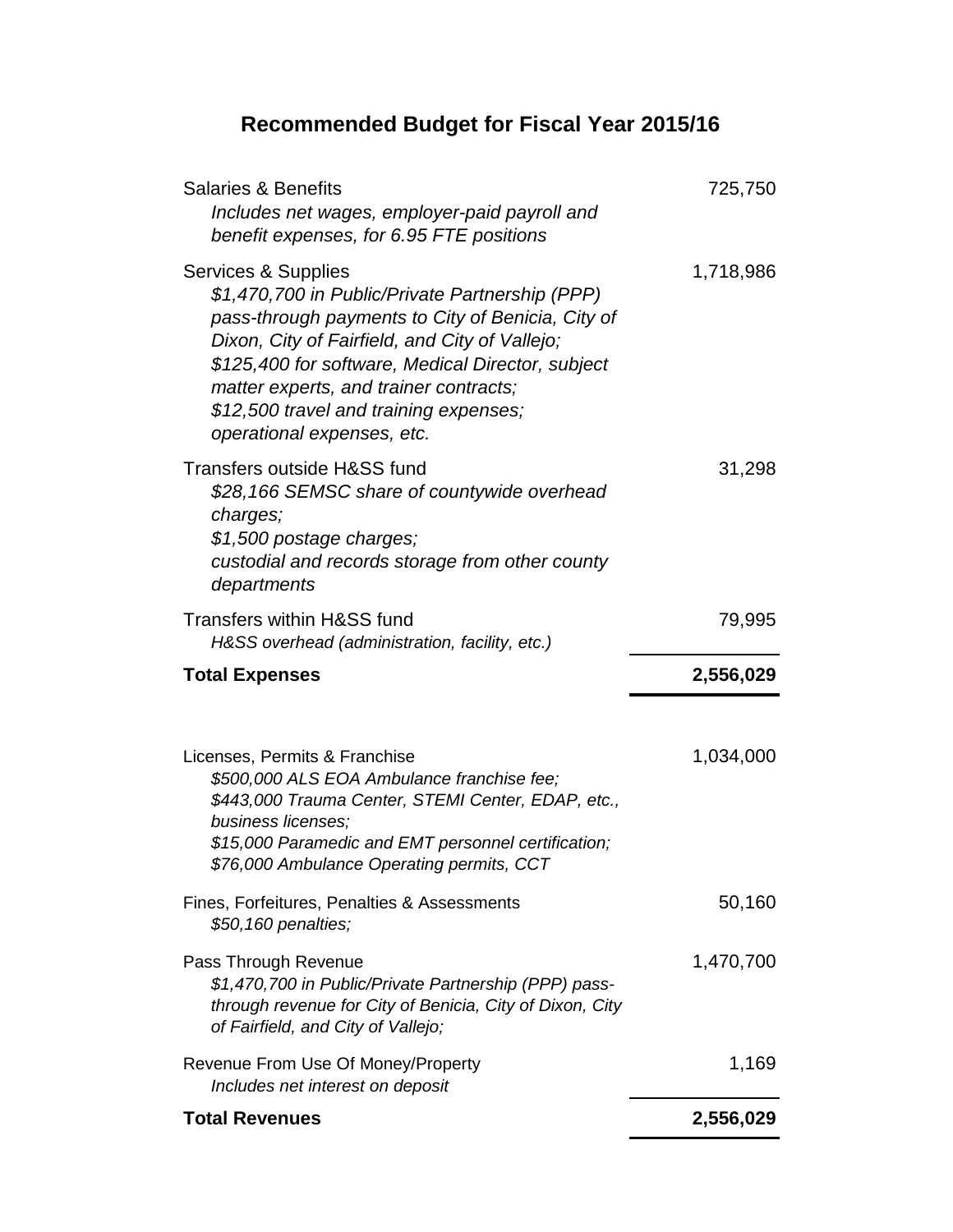# Recommended Budget for Fiscal Year 2015/16

| | |
|---|---|
| Salaries & Benefits<br>*Includes net wages, employer-paid payroll and benefit expenses, for 6.95 FTE positions* | 725,750 |
| Services & Supplies<br>*$1,470,700 in Public/Private Partnership (PPP) pass-through payments to City of Benicia, City of Dixon, City of Fairfield, and City of Vallejo;*<br>*$125,400 for software, Medical Director, subject matter experts, and trainer contracts;*<br>*$12,500 travel and training expenses;*<br>*operational expenses, etc.* | 1,718,986 |
| Transfers outside H&SS fund<br>*$28,166 SEMSC share of countywide overhead charges;*<br>*$1,500 postage charges;*<br>*custodial and records storage from other county departments* | 31,298 |
| Transfers within H&SS fund<br>*H&SS overhead (administration, facility, etc.)* | 79,995 |
| **Total Expenses** | **2,556,029** |

| | |
|---|---|
| Licenses, Permits & Franchise<br>*$500,000 ALS EOA Ambulance franchise fee;*<br>*$443,000 Trauma Center, STEMI Center, EDAP, etc., business licenses;*<br>*$15,000 Paramedic and EMT personnel certification;*<br>*$76,000 Ambulance Operating permits, CCT* | 1,034,000 |
| Fines, Forfeitures, Penalties & Assessments<br>*$50,160 penalties;* | 50,160 |
| Pass Through Revenue<br>*$1,470,700 in Public/Private Partnership (PPP) pass-through revenue for City of Benicia, City of Dixon, City of Fairfield, and City of Vallejo;* | 1,470,700 |
| Revenue From Use Of Money/Property<br>*Includes net interest on deposit* | 1,169 |
| **Total Revenues** | **2,556,029** |